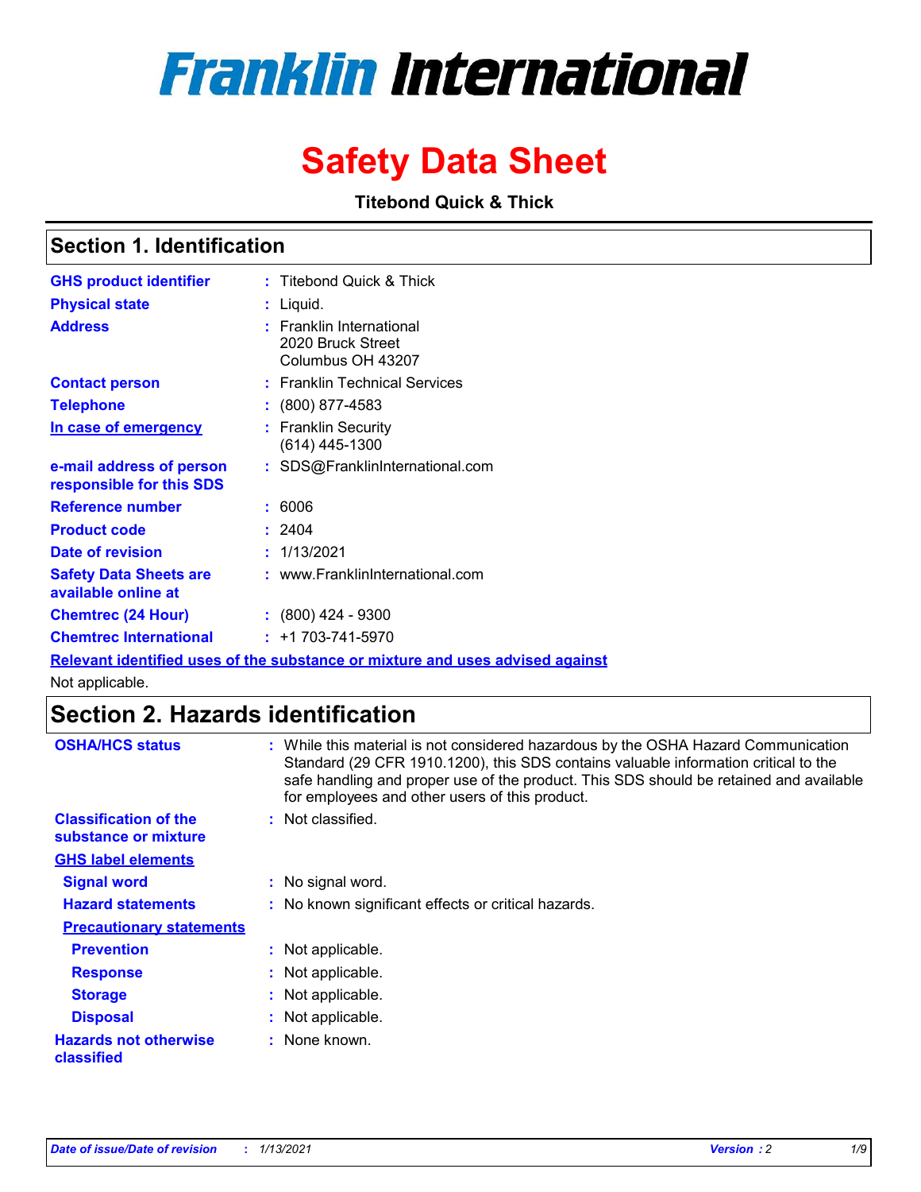# Franklin International

# Safety Data Sheet

**Titebond Quick & Thick**

## Section 1. Identification

| | | |
|---|---|---|
| **GHS product identifier** | : | Titebond Quick & Thick |
| **Physical state** | : | Liquid. |
| **Address** | : | Franklin International<br>2020 Bruck Street<br>Columbus OH 43207 |
| **Contact person** | : | Franklin Technical Services |
| **Telephone** | : | (800) 877-4583 |
| **In case of emergency** | : | Franklin Security<br>(614) 445-1300 |
| **e-mail address of person responsible for this SDS** | : | SDS@FranklinInternational.com |
| **Reference number** | : | 6006 |
| **Product code** | : | 2404 |
| **Date of revision** | : | 1/13/2021 |
| **Safety Data Sheets are available online at** | : | www.FranklinInternational.com |
| **Chemtrec (24 Hour)** | : | (800) 424 - 9300 |
| **Chemtrec International** | : | +1 703-741-5970 |

**Relevant identified uses of the substance or mixture and uses advised against**

Not applicable.

## Section 2. Hazards identification

| | | |
|---|---|---|
| **OSHA/HCS status** | : | While this material is not considered hazardous by the OSHA Hazard Communication Standard (29 CFR 1910.1200), this SDS contains valuable information critical to the safe handling and proper use of the product. This SDS should be retained and available for employees and other users of this product. |
| **Classification of the substance or mixture** | : | Not classified. |

**GHS label elements**

| | | |
|---|---|---|
| **Signal word** | : | No signal word. |
| **Hazard statements** | : | No known significant effects or critical hazards. |

**Precautionary statements**

| | | |
|---|---|---|
| **Prevention** | : | Not applicable. |
| **Response** | : | Not applicable. |
| **Storage** | : | Not applicable. |
| **Disposal** | : | Not applicable. |
| **Hazards not otherwise classified** | : | None known. |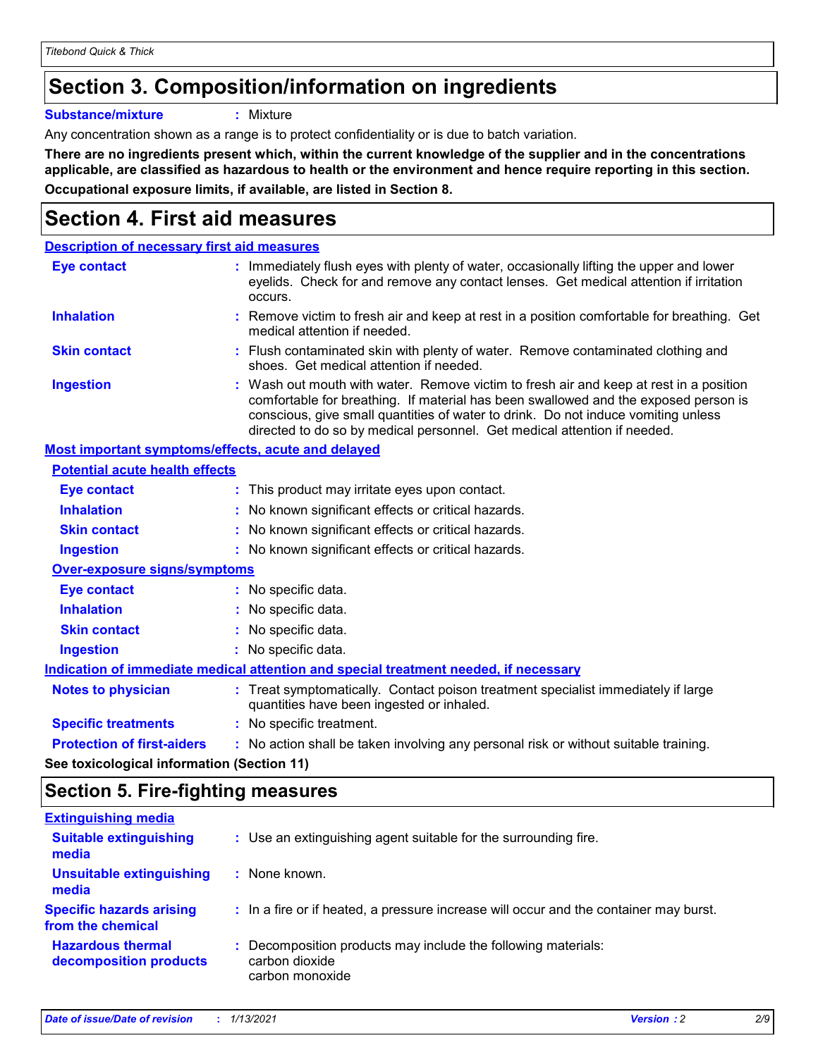## Section 3. Composition/information on ingredients

**Substance/mixture** : Mixture

Any concentration shown as a range is to protect confidentiality or is due to batch variation.

**There are no ingredients present which, within the current knowledge of the supplier and in the concentrations applicable, are classified as hazardous to health or the environment and hence require reporting in this section.**

**Occupational exposure limits, if available, are listed in Section 8.**

## Section 4. First aid measures

### Description of necessary first aid measures

**Eye contact** : Immediately flush eyes with plenty of water, occasionally lifting the upper and lower eyelids. Check for and remove any contact lenses. Get medical attention if irritation occurs.

**Inhalation** : Remove victim to fresh air and keep at rest in a position comfortable for breathing. Get medical attention if needed.

**Skin contact** : Flush contaminated skin with plenty of water. Remove contaminated clothing and shoes. Get medical attention if needed.

**Ingestion** : Wash out mouth with water. Remove victim to fresh air and keep at rest in a position comfortable for breathing. If material has been swallowed and the exposed person is conscious, give small quantities of water to drink. Do not induce vomiting unless directed to do so by medical personnel. Get medical attention if needed.

### Most important symptoms/effects, acute and delayed

#### Potential acute health effects

**Eye contact** : This product may irritate eyes upon contact.

**Inhalation** : No known significant effects or critical hazards.

**Skin contact** : No known significant effects or critical hazards.

**Ingestion** : No known significant effects or critical hazards.

#### Over-exposure signs/symptoms

**Eye contact** : No specific data.

**Inhalation** : No specific data.

**Skin contact** : No specific data.

**Ingestion** : No specific data.

### Indication of immediate medical attention and special treatment needed, if necessary

**Notes to physician** : Treat symptomatically. Contact poison treatment specialist immediately if large quantities have been ingested or inhaled.

**Specific treatments** : No specific treatment.

**Protection of first-aiders** : No action shall be taken involving any personal risk or without suitable training.

**See toxicological information (Section 11)**

## Section 5. Fire-fighting measures

### Extinguishing media

**Suitable extinguishing media** : Use an extinguishing agent suitable for the surrounding fire.

**Unsuitable extinguishing media** : None known.

**Specific hazards arising from the chemical** : In a fire or if heated, a pressure increase will occur and the container may burst.

**Hazardous thermal decomposition products** : Decomposition products may include the following materials:
carbon dioxide
carbon monoxide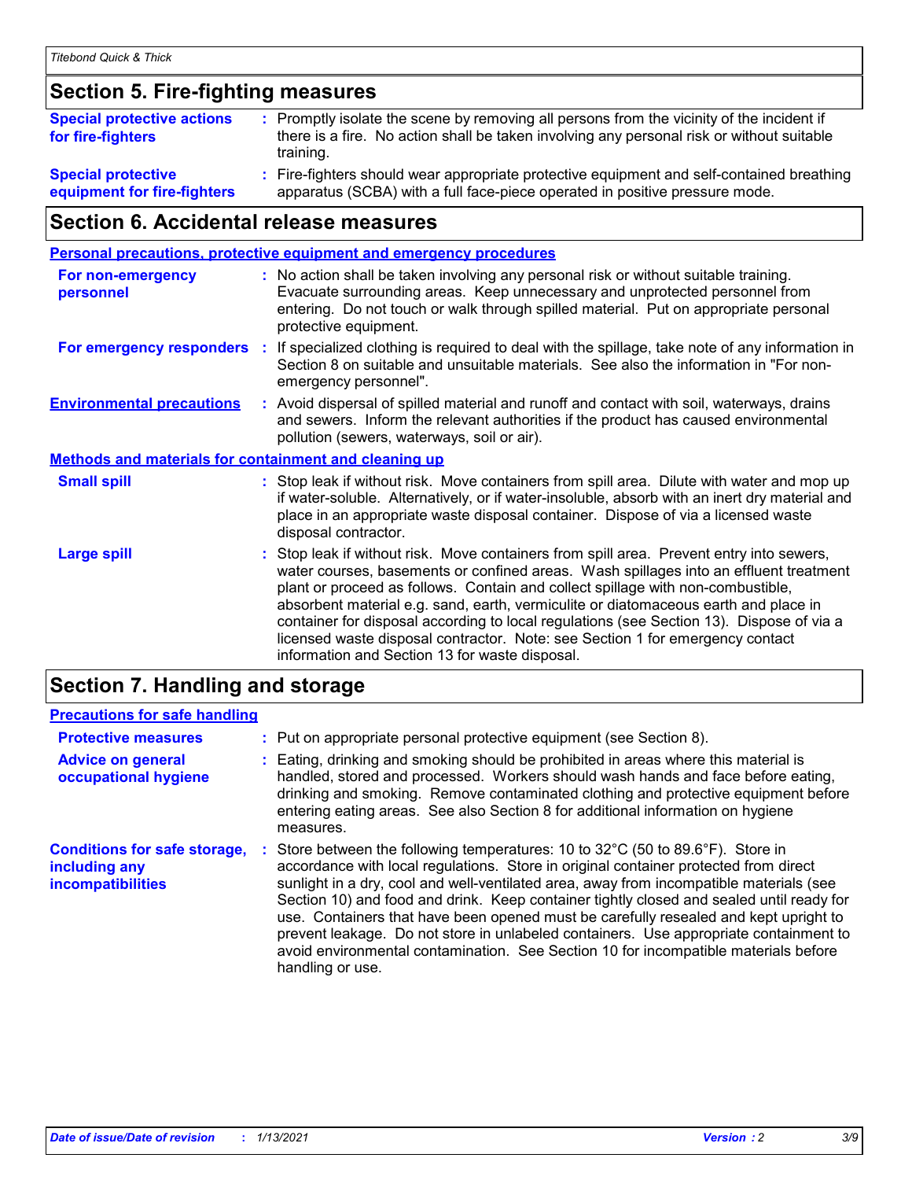## Section 5. Fire-fighting measures

**Special protective actions for fire-fighters** : Promptly isolate the scene by removing all persons from the vicinity of the incident if there is a fire. No action shall be taken involving any personal risk or without suitable training.

**Special protective equipment for fire-fighters** : Fire-fighters should wear appropriate protective equipment and self-contained breathing apparatus (SCBA) with a full face-piece operated in positive pressure mode.

## Section 6. Accidental release measures

### Personal precautions, protective equipment and emergency procedures

**For non-emergency personnel** : No action shall be taken involving any personal risk or without suitable training. Evacuate surrounding areas. Keep unnecessary and unprotected personnel from entering. Do not touch or walk through spilled material. Put on appropriate personal protective equipment.

**For emergency responders** : If specialized clothing is required to deal with the spillage, take note of any information in Section 8 on suitable and unsuitable materials. See also the information in "For non-emergency personnel".

**Environmental precautions** : Avoid dispersal of spilled material and runoff and contact with soil, waterways, drains and sewers. Inform the relevant authorities if the product has caused environmental pollution (sewers, waterways, soil or air).

### Methods and materials for containment and cleaning up

**Small spill** : Stop leak if without risk. Move containers from spill area. Dilute with water and mop up if water-soluble. Alternatively, or if water-insoluble, absorb with an inert dry material and place in an appropriate waste disposal container. Dispose of via a licensed waste disposal contractor.

**Large spill** : Stop leak if without risk. Move containers from spill area. Prevent entry into sewers, water courses, basements or confined areas. Wash spillages into an effluent treatment plant or proceed as follows. Contain and collect spillage with non-combustible, absorbent material e.g. sand, earth, vermiculite or diatomaceous earth and place in container for disposal according to local regulations (see Section 13). Dispose of via a licensed waste disposal contractor. Note: see Section 1 for emergency contact information and Section 13 for waste disposal.

## Section 7. Handling and storage

### Precautions for safe handling

**Protective measures** : Put on appropriate personal protective equipment (see Section 8).

**Advice on general occupational hygiene** : Eating, drinking and smoking should be prohibited in areas where this material is handled, stored and processed. Workers should wash hands and face before eating, drinking and smoking. Remove contaminated clothing and protective equipment before entering eating areas. See also Section 8 for additional information on hygiene measures.

**Conditions for safe storage, including any incompatibilities** : Store between the following temperatures: 10 to 32°C (50 to 89.6°F). Store in accordance with local regulations. Store in original container protected from direct sunlight in a dry, cool and well-ventilated area, away from incompatible materials (see Section 10) and food and drink. Keep container tightly closed and sealed until ready for use. Containers that have been opened must be carefully resealed and kept upright to prevent leakage. Do not store in unlabeled containers. Use appropriate containment to avoid environmental contamination. See Section 10 for incompatible materials before handling or use.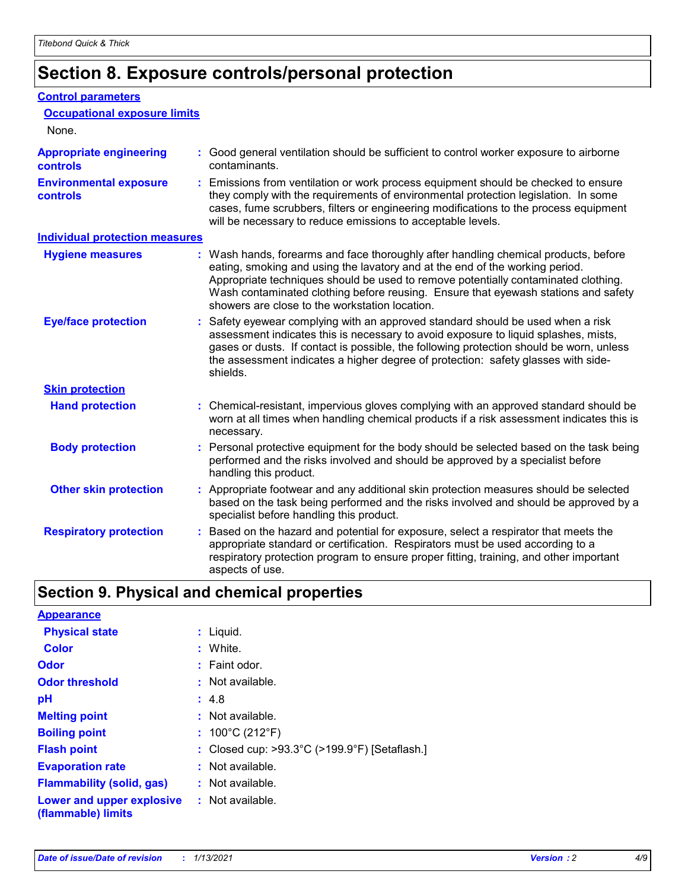# Section 8. Exposure controls/personal protection

## Control parameters

### Occupational exposure limits

None.

**Appropriate engineering controls** : Good general ventilation should be sufficient to control worker exposure to airborne contaminants.

**Environmental exposure controls** : Emissions from ventilation or work process equipment should be checked to ensure they comply with the requirements of environmental protection legislation. In some cases, fume scrubbers, filters or engineering modifications to the process equipment will be necessary to reduce emissions to acceptable levels.

## Individual protection measures

**Hygiene measures** : Wash hands, forearms and face thoroughly after handling chemical products, before eating, smoking and using the lavatory and at the end of the working period. Appropriate techniques should be used to remove potentially contaminated clothing. Wash contaminated clothing before reusing. Ensure that eyewash stations and safety showers are close to the workstation location.

**Eye/face protection** : Safety eyewear complying with an approved standard should be used when a risk assessment indicates this is necessary to avoid exposure to liquid splashes, mists, gases or dusts. If contact is possible, the following protection should be worn, unless the assessment indicates a higher degree of protection: safety glasses with side-shields.

### Skin protection

**Hand protection** : Chemical-resistant, impervious gloves complying with an approved standard should be worn at all times when handling chemical products if a risk assessment indicates this is necessary.

**Body protection** : Personal protective equipment for the body should be selected based on the task being performed and the risks involved and should be approved by a specialist before handling this product.

**Other skin protection** : Appropriate footwear and any additional skin protection measures should be selected based on the task being performed and the risks involved and should be approved by a specialist before handling this product.

**Respiratory protection** : Based on the hazard and potential for exposure, select a respirator that meets the appropriate standard or certification. Respirators must be used according to a respiratory protection program to ensure proper fitting, training, and other important aspects of use.

# Section 9. Physical and chemical properties

## Appearance

**Physical state** : Liquid.

**Color** : White.

**Odor** : Faint odor.

**Odor threshold** : Not available.

**pH** : 4.8

**Melting point** : Not available.

**Boiling point** : 100°C (212°F)

**Flash point** : Closed cup: >93.3°C (>199.9°F) [Setaflash.]

**Evaporation rate** : Not available.

**Flammability (solid, gas)** : Not available.

**Lower and upper explosive (flammable) limits** : Not available.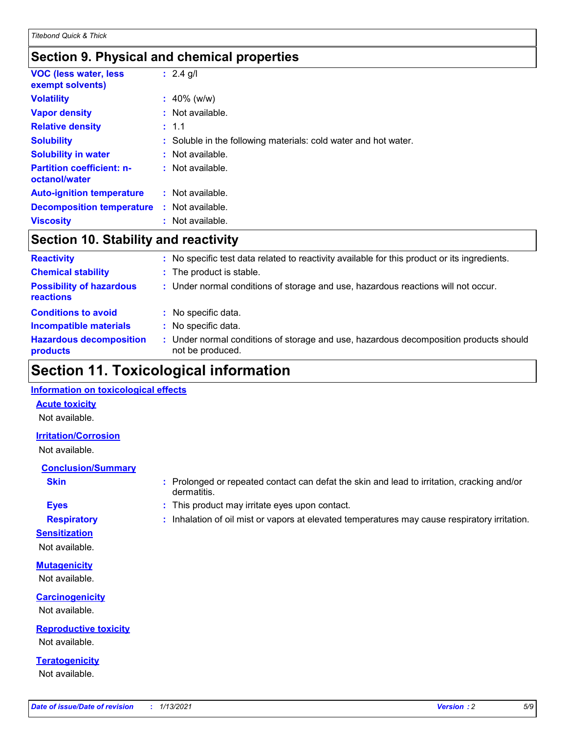## Section 9. Physical and chemical properties

| | |
|---|---|
| **VOC (less water, less exempt solvents)** | : 2.4 g/l |
| **Volatility** | : 40% (w/w) |
| **Vapor density** | : Not available. |
| **Relative density** | : 1.1 |
| **Solubility** | : Soluble in the following materials: cold water and hot water. |
| **Solubility in water** | : Not available. |
| **Partition coefficient: n-octanol/water** | : Not available. |
| **Auto-ignition temperature** | : Not available. |
| **Decomposition temperature** | : Not available. |
| **Viscosity** | : Not available. |

## Section 10. Stability and reactivity

| | |
|---|---|
| **Reactivity** | : No specific test data related to reactivity available for this product or its ingredients. |
| **Chemical stability** | : The product is stable. |
| **Possibility of hazardous reactions** | : Under normal conditions of storage and use, hazardous reactions will not occur. |
| **Conditions to avoid** | : No specific data. |
| **Incompatible materials** | : No specific data. |
| **Hazardous decomposition products** | : Under normal conditions of storage and use, hazardous decomposition products should not be produced. |

# Section 11. Toxicological information

### Information on toxicological effects

#### Acute toxicity

Not available.

#### Irritation/Corrosion

Not available.

#### Conclusion/Summary

| | |
|---|---|
| **Skin** | : Prolonged or repeated contact can defat the skin and lead to irritation, cracking and/or dermatitis. |
| **Eyes** | : This product may irritate eyes upon contact. |
| **Respiratory** | : Inhalation of oil mist or vapors at elevated temperatures may cause respiratory irritation. |

#### Sensitization

Not available.

#### Mutagenicity

Not available.

#### Carcinogenicity

Not available.

#### Reproductive toxicity

Not available.

#### Teratogenicity

Not available.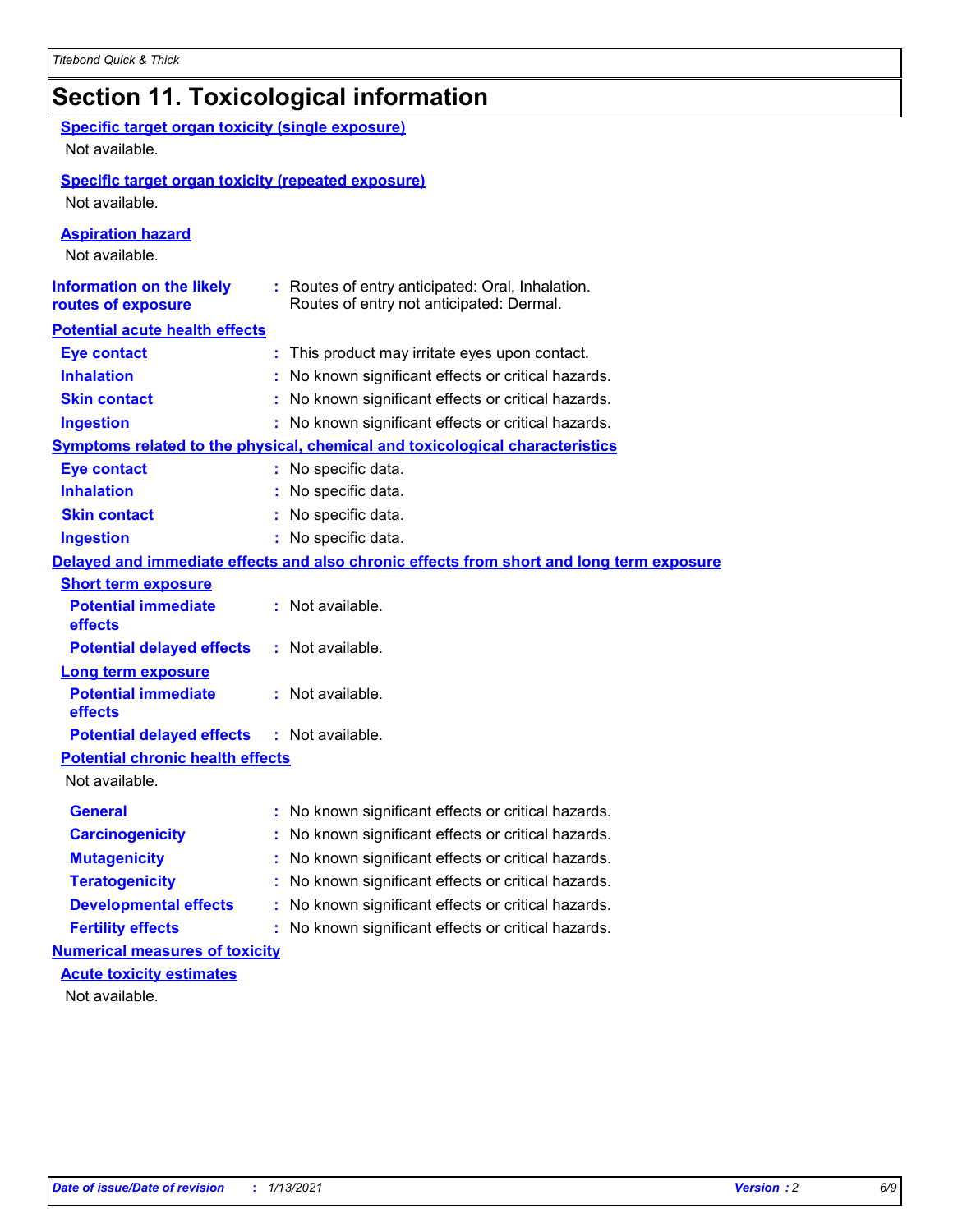# Section 11. Toxicological information

**Specific target organ toxicity (single exposure)**

Not available.

**Specific target organ toxicity (repeated exposure)**

Not available.

**Aspiration hazard**

Not available.

**Information on the likely routes of exposure** : Routes of entry anticipated: Oral, Inhalation. Routes of entry not anticipated: Dermal.

**Potential acute health effects**

| | |
|---|---|
| **Eye contact** | : This product may irritate eyes upon contact. |
| **Inhalation** | : No known significant effects or critical hazards. |
| **Skin contact** | : No known significant effects or critical hazards. |
| **Ingestion** | : No known significant effects or critical hazards. |

**Symptoms related to the physical, chemical and toxicological characteristics**

| | |
|---|---|
| **Eye contact** | : No specific data. |
| **Inhalation** | : No specific data. |
| **Skin contact** | : No specific data. |
| **Ingestion** | : No specific data. |

**Delayed and immediate effects and also chronic effects from short and long term exposure**

**Short term exposure**

| | |
|---|---|
| **Potential immediate effects** | : Not available. |
| **Potential delayed effects** | : Not available. |

**Long term exposure**

| | |
|---|---|
| **Potential immediate effects** | : Not available. |
| **Potential delayed effects** | : Not available. |

**Potential chronic health effects**

Not available.

| | |
|---|---|
| **General** | : No known significant effects or critical hazards. |
| **Carcinogenicity** | : No known significant effects or critical hazards. |
| **Mutagenicity** | : No known significant effects or critical hazards. |
| **Teratogenicity** | : No known significant effects or critical hazards. |
| **Developmental effects** | : No known significant effects or critical hazards. |
| **Fertility effects** | : No known significant effects or critical hazards. |

**Numerical measures of toxicity**

**Acute toxicity estimates**

Not available.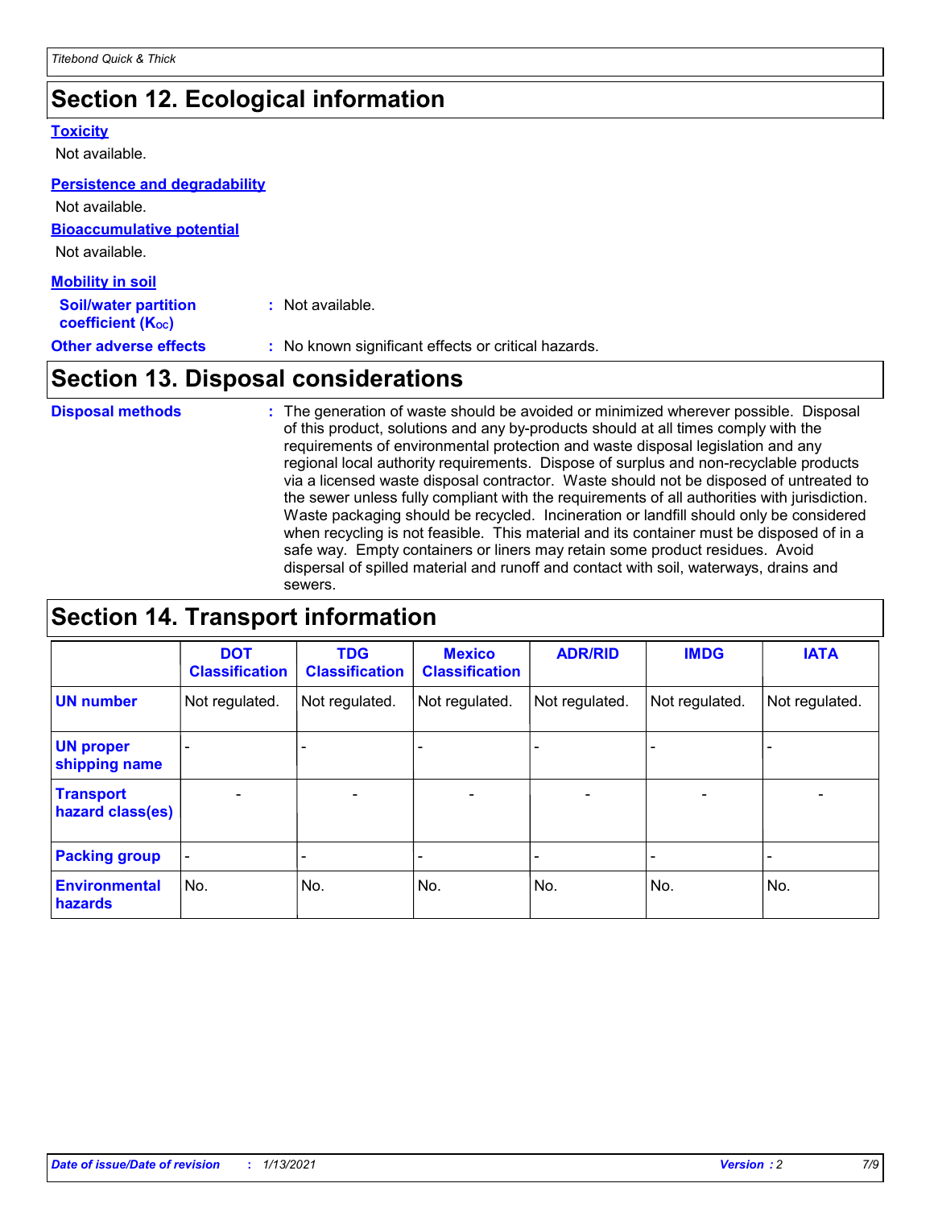## Section 12. Ecological information

**Toxicity**

Not available.

**Persistence and degradability**

Not available.

**Bioaccumulative potential**

Not available.

**Mobility in soil**

**Soil/water partition coefficient ($K_{OC}$)** : Not available.

**Other adverse effects** : No known significant effects or critical hazards.

## Section 13. Disposal considerations

**Disposal methods** : The generation of waste should be avoided or minimized wherever possible. Disposal of this product, solutions and any by-products should at all times comply with the requirements of environmental protection and waste disposal legislation and any regional local authority requirements. Dispose of surplus and non-recyclable products via a licensed waste disposal contractor. Waste should not be disposed of untreated to the sewer unless fully compliant with the requirements of all authorities with jurisdiction. Waste packaging should be recycled. Incineration or landfill should only be considered when recycling is not feasible. This material and its container must be disposed of in a safe way. Empty containers or liners may retain some product residues. Avoid dispersal of spilled material and runoff and contact with soil, waterways, drains and sewers.

## Section 14. Transport information

| | DOT Classification | TDG Classification | Mexico Classification | ADR/RID | IMDG | IATA |
|---|---|---|---|---|---|---|
| **UN number** | Not regulated. | Not regulated. | Not regulated. | Not regulated. | Not regulated. | Not regulated. |
| **UN proper shipping name** | - | - | - | - | - | - |
| **Transport hazard class(es)** | - | - | - | - | - | - |
| **Packing group** | - | - | - | - | - | - |
| **Environmental hazards** | No. | No. | No. | No. | No. | No. |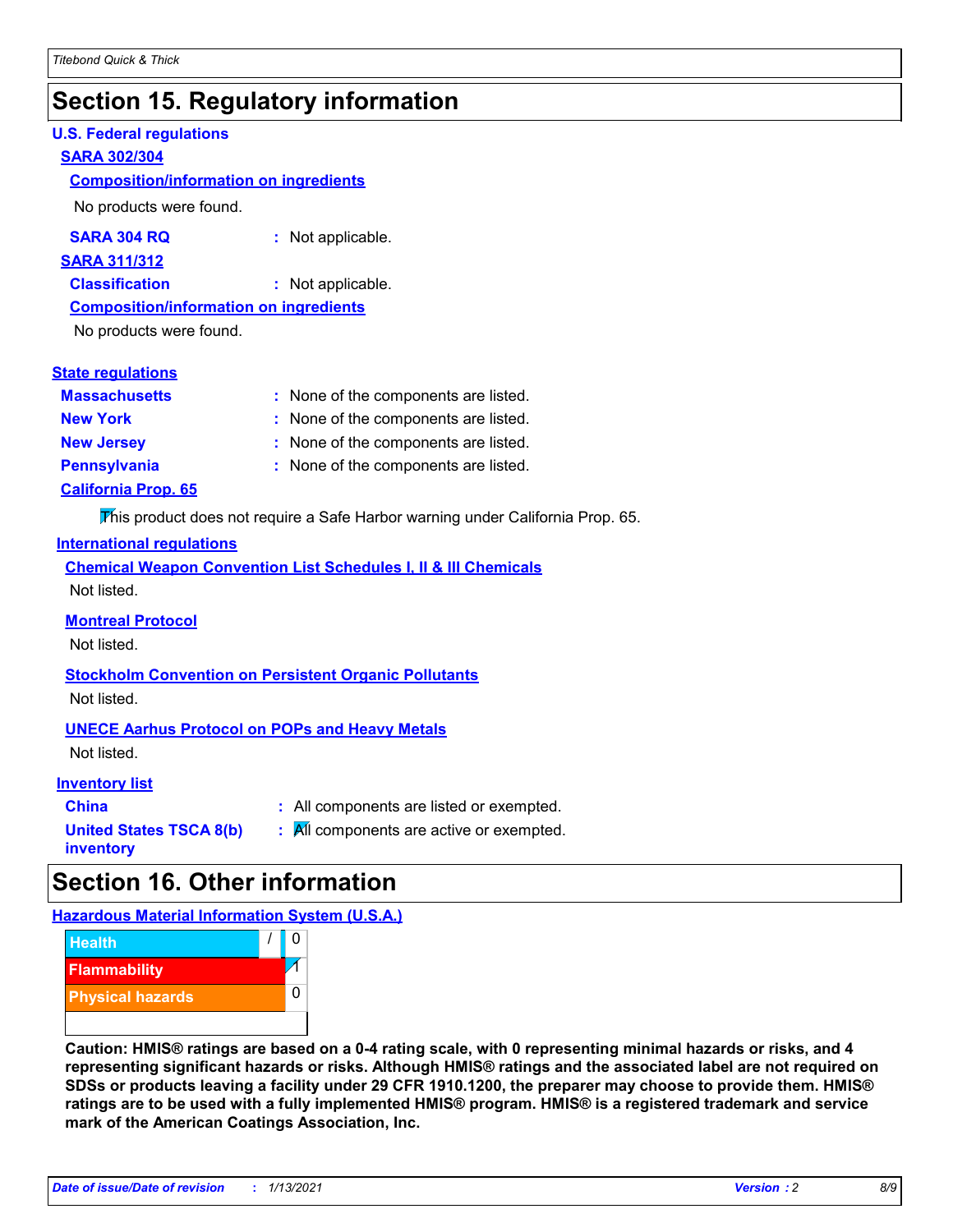## Section 15. Regulatory information

**U.S. Federal regulations**

**SARA 302/304**

**Composition/information on ingredients**

No products were found.

**SARA 304 RQ** : Not applicable.

**SARA 311/312**

**Classification** : Not applicable.

**Composition/information on ingredients**

No products were found.

**State regulations**

**Massachusetts** : None of the components are listed.

**New York** : None of the components are listed.

**New Jersey** : None of the components are listed.

**Pennsylvania** : None of the components are listed.

**California Prop. 65**

This product does not require a Safe Harbor warning under California Prop. 65.

**International regulations**

**Chemical Weapon Convention List Schedules I, II & III Chemicals**

Not listed.

**Montreal Protocol**

Not listed.

**Stockholm Convention on Persistent Organic Pollutants**

Not listed.

**UNECE Aarhus Protocol on POPs and Heavy Metals**

Not listed.

**Inventory list**

**China** : All components are listed or exempted.

**United States TSCA 8(b) inventory** : All components are active or exempted.

## Section 16. Other information

**Hazardous Material Information System (U.S.A.)**

| | | |
|---|---|---|
| Health | / | 0 |
| Flammability | | 1 |
| Physical hazards | | 0 |

**Caution: HMIS® ratings are based on a 0-4 rating scale, with 0 representing minimal hazards or risks, and 4 representing significant hazards or risks. Although HMIS® ratings and the associated label are not required on SDSs or products leaving a facility under 29 CFR 1910.1200, the preparer may choose to provide them. HMIS® ratings are to be used with a fully implemented HMIS® program. HMIS® is a registered trademark and service mark of the American Coatings Association, Inc.**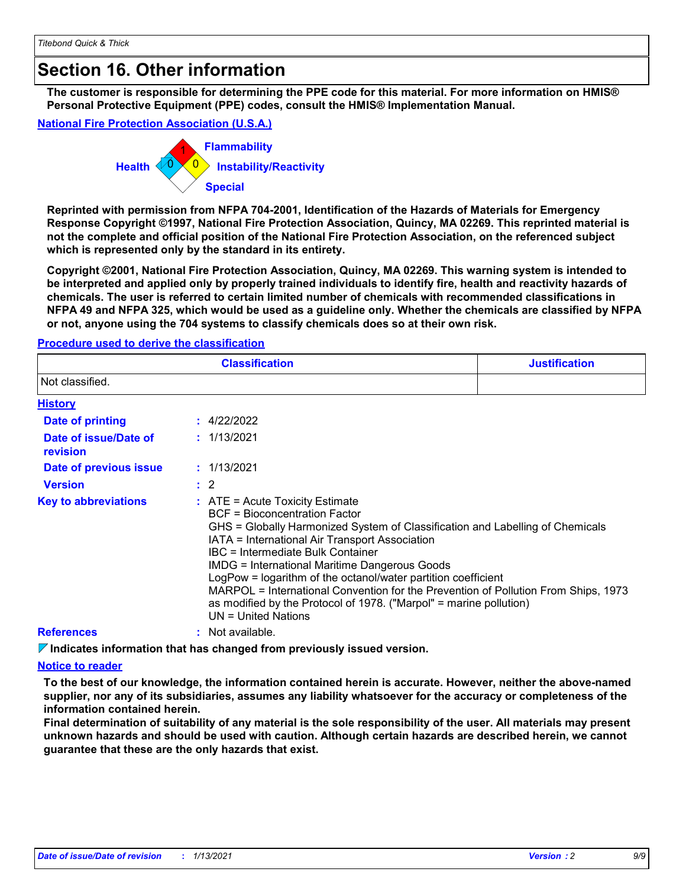# Section 16. Other information

**The customer is responsible for determining the PPE code for this material. For more information on HMIS® Personal Protective Equipment (PPE) codes, consult the HMIS® Implementation Manual.**

**National Fire Protection Association (U.S.A.)**

Flammability 1

Health 0

Instability/Reactivity 0

Special

**Reprinted with permission from NFPA 704-2001, Identification of the Hazards of Materials for Emergency Response Copyright ©1997, National Fire Protection Association, Quincy, MA 02269. This reprinted material is not the complete and official position of the National Fire Protection Association, on the referenced subject which is represented only by the standard in its entirety.**

**Copyright ©2001, National Fire Protection Association, Quincy, MA 02269. This warning system is intended to be interpreted and applied only by properly trained individuals to identify fire, health and reactivity hazards of chemicals. The user is referred to certain limited number of chemicals with recommended classifications in NFPA 49 and NFPA 325, which would be used as a guideline only. Whether the chemicals are classified by NFPA or not, anyone using the 704 systems to classify chemicals does so at their own risk.**

**Procedure used to derive the classification**

| Classification | Justification |
|---|---|
| Not classified. | |

**History**

**Date of printing** : 4/22/2022

**Date of issue/Date of revision** : 1/13/2021

**Date of previous issue** : 1/13/2021

**Version** : 2

**Key to abbreviations** :
- ATE = Acute Toxicity Estimate
- BCF = Bioconcentration Factor
- GHS = Globally Harmonized System of Classification and Labelling of Chemicals
- IATA = International Air Transport Association
- IBC = Intermediate Bulk Container
- IMDG = International Maritime Dangerous Goods
- LogPow = logarithm of the octanol/water partition coefficient
- MARPOL = International Convention for the Prevention of Pollution From Ships, 1973 as modified by the Protocol of 1978. ("Marpol" = marine pollution)
- UN = United Nations

**References** : Not available.

**Indicates information that has changed from previously issued version.**

**Notice to reader**

**To the best of our knowledge, the information contained herein is accurate. However, neither the above-named supplier, nor any of its subsidiaries, assumes any liability whatsoever for the accuracy or completeness of the information contained herein.**

**Final determination of suitability of any material is the sole responsibility of the user. All materials may present unknown hazards and should be used with caution. Although certain hazards are described herein, we cannot guarantee that these are the only hazards that exist.**